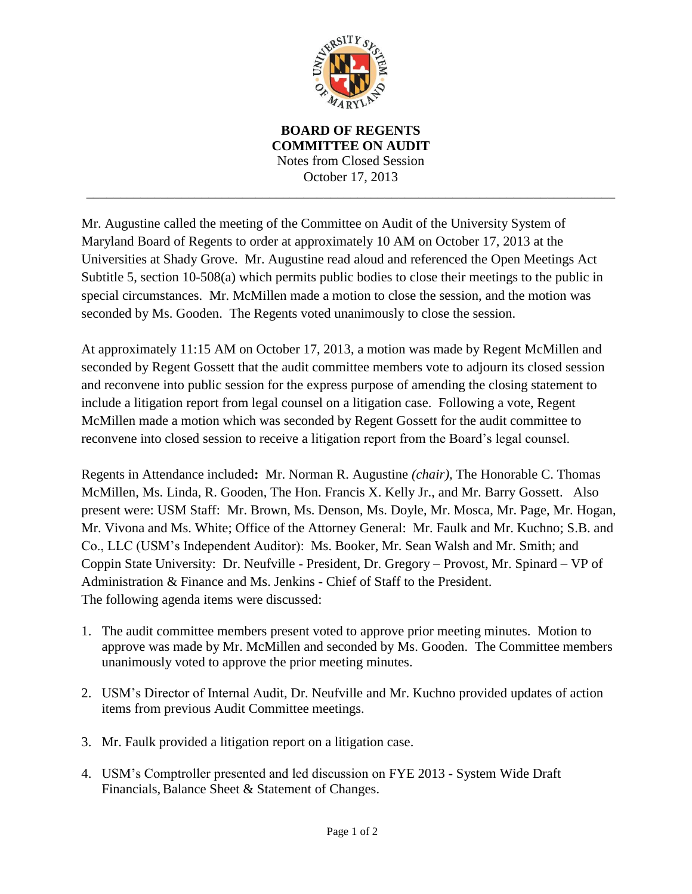**BOARD OF REGENTS**
**COMMITTEE ON AUDIT**
Notes from Closed Session
October 17, 2013

---

Mr. Augustine called the meeting of the Committee on Audit of the University System of Maryland Board of Regents to order at approximately 10 AM on October 17, 2013 at the Universities at Shady Grove. Mr. Augustine read aloud and referenced the Open Meetings Act Subtitle 5, section 10-508(a) which permits public bodies to close their meetings to the public in special circumstances. Mr. McMillen made a motion to close the session, and the motion was seconded by Ms. Gooden. The Regents voted unanimously to close the session.

At approximately 11:15 AM on October 17, 2013, a motion was made by Regent McMillen and seconded by Regent Gossett that the audit committee members vote to adjourn its closed session and reconvene into public session for the express purpose of amending the closing statement to include a litigation report from legal counsel on a litigation case. Following a vote, Regent McMillen made a motion which was seconded by Regent Gossett for the audit committee to reconvene into closed session to receive a litigation report from the Board's legal counsel.

Regents in Attendance included**:** Mr. Norman R. Augustine *(chair),* The Honorable C. Thomas McMillen, Ms. Linda, R. Gooden, The Hon. Francis X. Kelly Jr., and Mr. Barry Gossett. Also present were: USM Staff: Mr. Brown, Ms. Denson, Ms. Doyle, Mr. Mosca, Mr. Page, Mr. Hogan, Mr. Vivona and Ms. White; Office of the Attorney General: Mr. Faulk and Mr. Kuchno; S.B. and Co., LLC (USM's Independent Auditor): Ms. Booker, Mr. Sean Walsh and Mr. Smith; and Coppin State University: Dr. Neufville - President, Dr. Gregory – Provost, Mr. Spinard – VP of Administration & Finance and Ms. Jenkins - Chief of Staff to the President.
The following agenda items were discussed:

1. The audit committee members present voted to approve prior meeting minutes. Motion to approve was made by Mr. McMillen and seconded by Ms. Gooden. The Committee members unanimously voted to approve the prior meeting minutes.

2. USM's Director of Internal Audit, Dr. Neufville and Mr. Kuchno provided updates of action items from previous Audit Committee meetings.

3. Mr. Faulk provided a litigation report on a litigation case.

4. USM's Comptroller presented and led discussion on FYE 2013 - System Wide Draft Financials, Balance Sheet & Statement of Changes.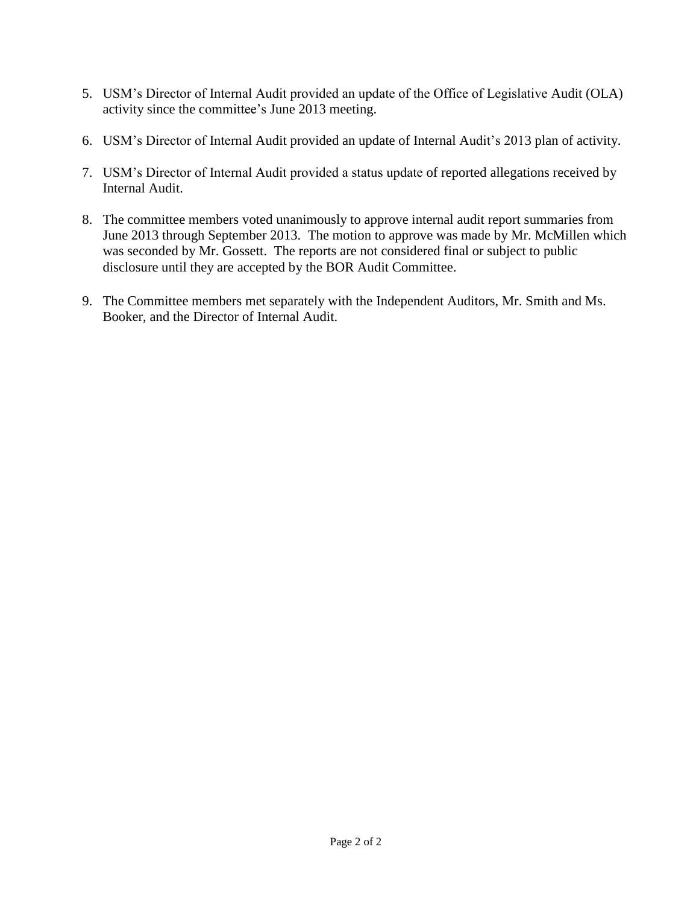5. USM's Director of Internal Audit provided an update of the Office of Legislative Audit (OLA) activity since the committee's June 2013 meeting.

6. USM's Director of Internal Audit provided an update of Internal Audit's 2013 plan of activity.

7. USM's Director of Internal Audit provided a status update of reported allegations received by Internal Audit.

8. The committee members voted unanimously to approve internal audit report summaries from June 2013 through September 2013. The motion to approve was made by Mr. McMillen which was seconded by Mr. Gossett. The reports are not considered final or subject to public disclosure until they are accepted by the BOR Audit Committee.

9. The Committee members met separately with the Independent Auditors, Mr. Smith and Ms. Booker, and the Director of Internal Audit.